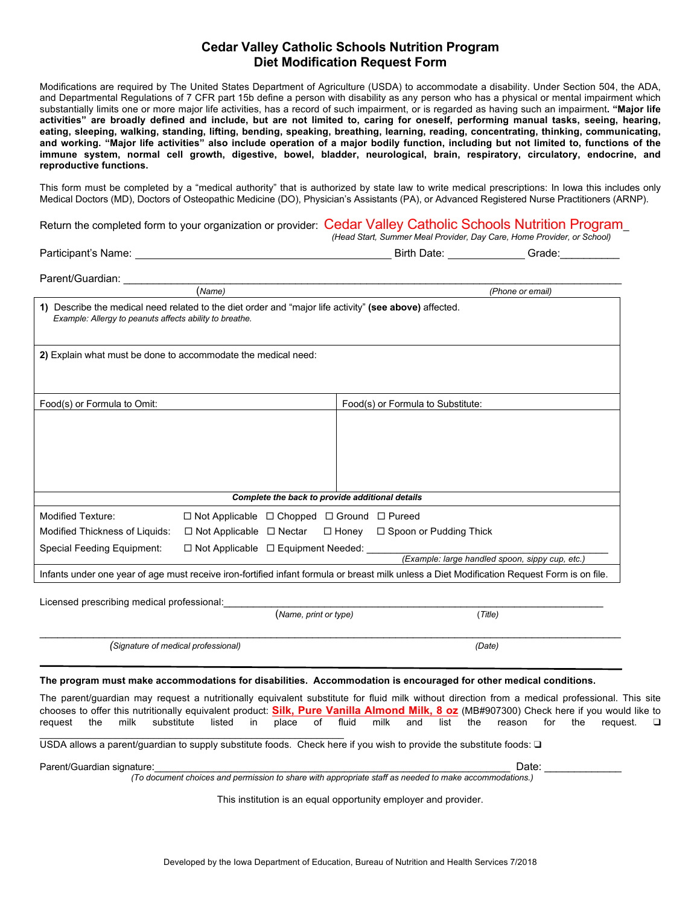# Cedar Valley Catholic Schools Nutrition Program
## Diet Modification Request Form

Modifications are required by The United States Department of Agriculture (USDA) to accommodate a disability. Under Section 504, the ADA, and Departmental Regulations of 7 CFR part 15b define a person with disability as any person who has a physical or mental impairment which substantially limits one or more major life activities, has a record of such impairment, or is regarded as having such an impairment. **"Major life activities" are broadly defined and include, but are not limited to, caring for oneself, performing manual tasks, seeing, hearing, eating, sleeping, walking, standing, lifting, bending, speaking, breathing, learning, reading, concentrating, thinking, communicating, and working. "Major life activities" also include operation of a major bodily function, including but not limited to, functions of the immune system, normal cell growth, digestive, bowel, bladder, neurological, brain, respiratory, circulatory, endocrine, and reproductive functions.**

This form must be completed by a "medical authority" that is authorized by state law to write medical prescriptions: In Iowa this includes only Medical Doctors (MD), Doctors of Osteopathic Medicine (DO), Physician's Assistants (PA), or Advanced Registered Nurse Practitioners (ARNP).

Return the completed form to your organization or provider: Cedar Valley Catholic Schools Nutrition Program_
*(Head Start, Summer Meal Provider, Day Care, Home Provider, or School)*

Participant's Name: ____________________________________________ Birth Date: _____________ Grade:__________

Parent/Guardian: ________________________________________________________________________________
*(Name)* *(Phone or email)*

**1)** Describe the medical need related to the diet order and "major life activity" **(see above)** affected.
*Example: Allergy to peanuts affects ability to breathe.*

**2)** Explain what must be done to accommodate the medical need:

| Food(s) or Formula to Omit: | Food(s) or Formula to Substitute: |
|---|---|
| | |

***Complete the back to provide additional details***

Modified Texture: ☐ Not Applicable ☐ Chopped ☐ Ground ☐ Pureed

Modified Thickness of Liquids: ☐ Not Applicable ☐ Nectar ☐ Honey ☐ Spoon or Pudding Thick

Special Feeding Equipment: ☐ Not Applicable ☐ Equipment Needed: ____________________________
*(Example: large handled spoon, sippy cup, etc.)*

Infants under one year of age must receive iron-fortified infant formula or breast milk unless a Diet Modification Request Form is on file.

Licensed prescribing medical professional:_____________________________________________________________
*(Name, print or type)* *(Title)*

___________________________________________________________________________________________
*(Signature of medical professional)* *(Date)*

**The program must make accommodations for disabilities. Accommodation is encouraged for other medical conditions.**

The parent/guardian may request a nutritionally equivalent substitute for fluid milk without direction from a medical professional. This site chooses to offer this nutritionally equivalent product: **Silk, Pure Vanilla Almond Milk, 8 oz** (MB#907300) Check here if you would like to request the milk substitute listed in place of fluid milk and list the reason for the request. ❑
___________________________________________________________

USDA allows a parent/guardian to supply substitute foods. Check here if you wish to provide the substitute foods: ❑

Parent/Guardian signature:_____________________________________________________________ Date: _____________
*(To document choices and permission to share with appropriate staff as needed to make accommodations.)*

This institution is an equal opportunity employer and provider.

Developed by the Iowa Department of Education, Bureau of Nutrition and Health Services 7/2018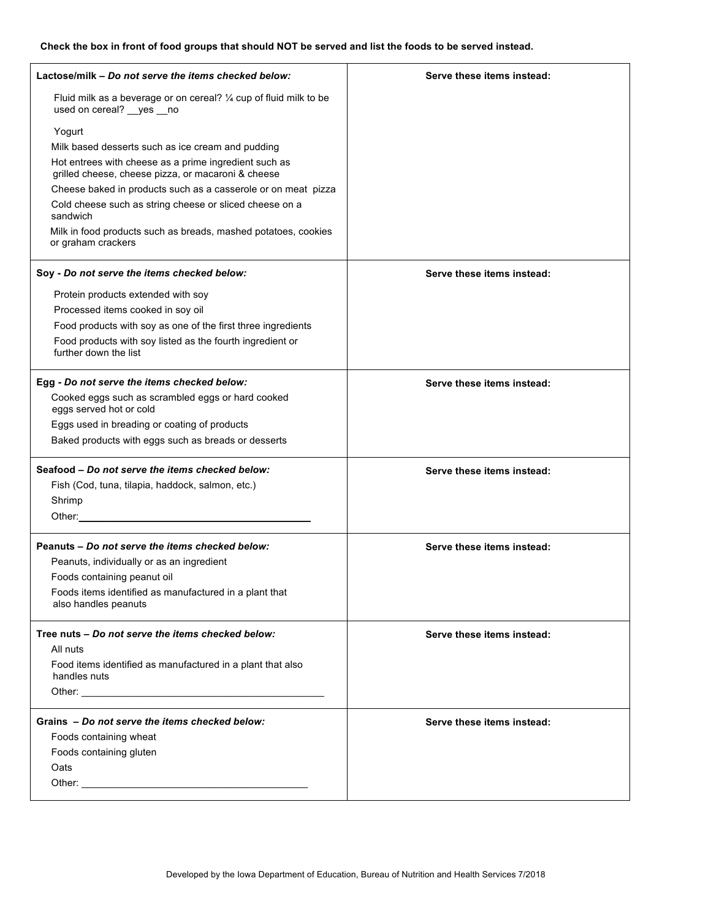**Check the box in front of food groups that should NOT be served and list the foods to be served instead.**

| | |
|---|---|
| **Lactose/milk –** ***Do not serve the items checked below:*** <br><br> Fluid milk as a beverage or on cereal? ¼ cup of fluid milk to be used on cereal? __yes __no <br><br> Yogurt <br> Milk based desserts such as ice cream and pudding <br> Hot entrees with cheese as a prime ingredient such as grilled cheese, cheese pizza, or macaroni & cheese <br> Cheese baked in products such as a casserole or on meat pizza <br> Cold cheese such as string cheese or sliced cheese on a sandwich <br> Milk in food products such as breads, mashed potatoes, cookies or graham crackers | **Serve these items instead:** |
| **Soy -** ***Do not serve the items checked below:*** <br><br> Protein products extended with soy <br> Processed items cooked in soy oil <br> Food products with soy as one of the first three ingredients <br> Food products with soy listed as the fourth ingredient or further down the list | **Serve these items instead:** |
| **Egg -** ***Do not serve the items checked below:*** <br> Cooked eggs such as scrambled eggs or hard cooked eggs served hot or cold <br> Eggs used in breading or coating of products <br> Baked products with eggs such as breads or desserts | **Serve these items instead:** |
| **Seafood –** ***Do not serve the items checked below:*** <br> Fish (Cod, tuna, tilapia, haddock, salmon, etc.) <br> Shrimp <br> Other:________________________________ | **Serve these items instead:** |
| **Peanuts –** ***Do not serve the items checked below:*** <br> Peanuts, individually or as an ingredient <br> Foods containing peanut oil <br> Foods items identified as manufactured in a plant that also handles peanuts | **Serve these items instead:** |
| **Tree nuts –** ***Do not serve the items checked below:*** <br> All nuts <br> Food items identified as manufactured in a plant that also handles nuts <br> Other: ________________________________ | **Serve these items instead:** |
| **Grains –** ***Do not serve the items checked below:*** <br> Foods containing wheat <br> Foods containing gluten <br> Oats <br> Other: ________________________________ | **Serve these items instead:** |

Developed by the Iowa Department of Education, Bureau of Nutrition and Health Services 7/2018